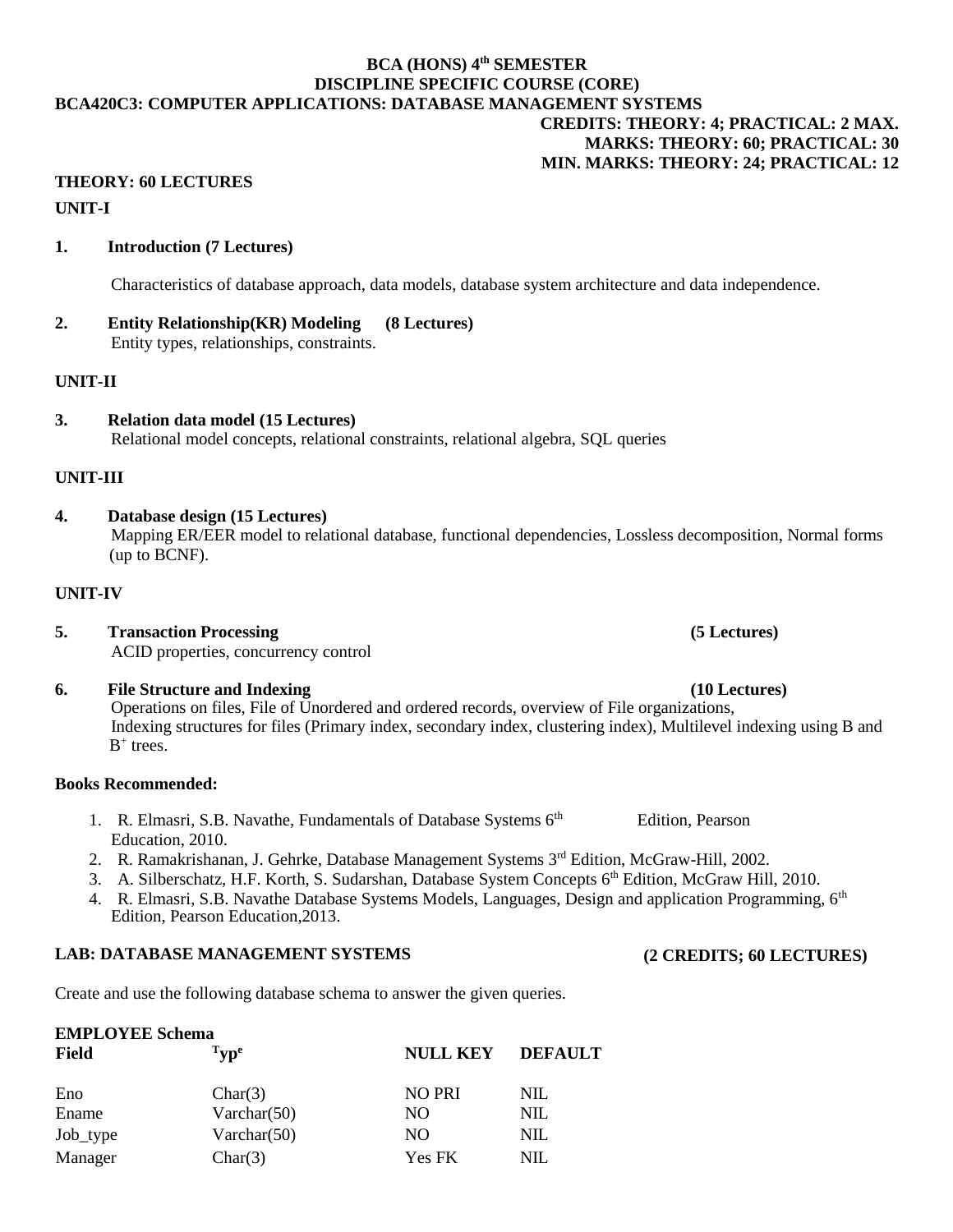**BCA (HONS) 4th SEMESTER**
**DISCIPLINE SPECIFIC COURSE (CORE)**
**BCA420C3: COMPUTER APPLICATIONS: DATABASE MANAGEMENT SYSTEMS**

**CREDITS: THEORY: 4; PRACTICAL: 2 MAX.**
**MARKS: THEORY: 60; PRACTICAL: 30**
**MIN. MARKS: THEORY: 24; PRACTICAL: 12**

**THEORY: 60 LECTURES**

## UNIT-I

**1. Introduction (7 Lectures)**

Characteristics of database approach, data models, database system architecture and data independence.

**2. Entity Relationship(KR) Modeling (8 Lectures)**

Entity types, relationships, constraints.

## UNIT-II

**3. Relation data model (15 Lectures)**

Relational model concepts, relational constraints, relational algebra, SQL queries

## UNIT-III

**4. Database design (15 Lectures)**

Mapping ER/EER model to relational database, functional dependencies, Lossless decomposition, Normal forms (up to BCNF).

## UNIT-IV

**5. Transaction Processing (5 Lectures)**

ACID properties, concurrency control

**6. File Structure and Indexing (10 Lectures)**

Operations on files, File of Unordered and ordered records, overview of File organizations, Indexing structures for files (Primary index, secondary index, clustering index), Multilevel indexing using B and $B^+$ trees.

**Books Recommended:**

1. R. Elmasri, S.B. Navathe, Fundamentals of Database Systems 6th Edition, Pearson Education, 2010.
2. R. Ramakrishanan, J. Gehrke, Database Management Systems 3rd Edition, McGraw-Hill, 2002.
3. A. Silberschatz, H.F. Korth, S. Sudarshan, Database System Concepts 6th Edition, McGraw Hill, 2010.
4. R. Elmasri, S.B. Navathe Database Systems Models, Languages, Design and application Programming, 6th Edition, Pearson Education,2013.

**LAB: DATABASE MANAGEMENT SYSTEMS (2 CREDITS; 60 LECTURES)**

Create and use the following database schema to answer the given queries.

**EMPLOYEE Schema**

| Field | Type | NULL KEY | DEFAULT |
|---|---|---|---|
| Eno | Char(3) | NO PRI | NIL |
| Ename | Varchar(50) | NO | NIL |
| Job_type | Varchar(50) | NO | NIL |
| Manager | Char(3) | Yes FK | NIL |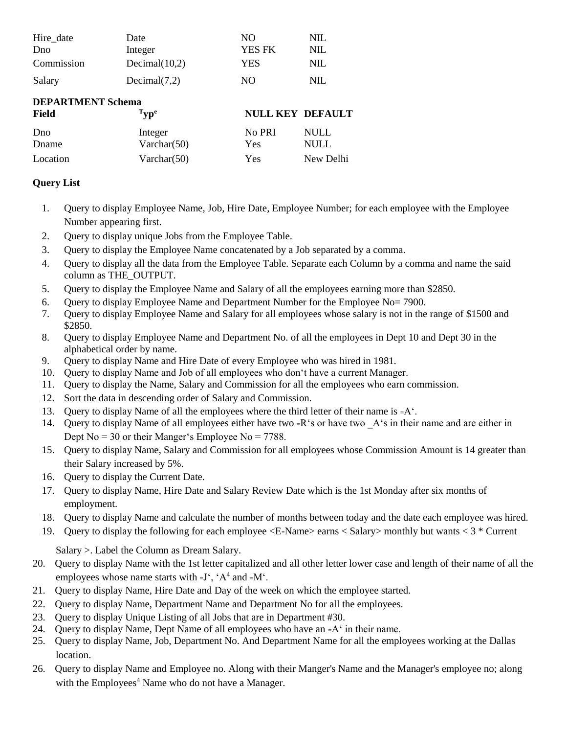| | | | |
|---|---|---|---|
| Hire_date | Date | NO | NIL |
| Dno | Integer | YES FK | NIL |
| Commission | Decimal(10,2) | YES | NIL |
| Salary | Decimal(7,2) | NO | NIL |

**DEPARTMENT Schema**

| **Field** | **Type** | **NULL KEY** | **DEFAULT** |
|---|---|---|---|
| Dno | Integer | No PRI | NULL |
| Dname | Varchar(50) | Yes | NULL |
| Location | Varchar(50) | Yes | New Delhi |

**Query List**

1. Query to display Employee Name, Job, Hire Date, Employee Number; for each employee with the Employee Number appearing first.
2. Query to display unique Jobs from the Employee Table.
3. Query to display the Employee Name concatenated by a Job separated by a comma.
4. Query to display all the data from the Employee Table. Separate each Column by a comma and name the said column as THE_OUTPUT.
5. Query to display the Employee Name and Salary of all the employees earning more than $2850.
6. Query to display Employee Name and Department Number for the Employee No= 7900.
7. Query to display Employee Name and Salary for all employees whose salary is not in the range of $1500 and $2850.
8. Query to display Employee Name and Department No. of all the employees in Dept 10 and Dept 30 in the alphabetical order by name.
9. Query to display Name and Hire Date of every Employee who was hired in 1981.
10. Query to display Name and Job of all employees who don't have a current Manager.
11. Query to display the Name, Salary and Commission for all the employees who earn commission.
12. Sort the data in descending order of Salary and Commission.
13. Query to display Name of all the employees where the third letter of their name is ‗A'.
14. Query to display Name of all employees either have two ‗R's or have two _A's in their name and are either in Dept No = 30 or their Manger's Employee No = 7788.
15. Query to display Name, Salary and Commission for all employees whose Commission Amount is 14 greater than their Salary increased by 5%.
16. Query to display the Current Date.
17. Query to display Name, Hire Date and Salary Review Date which is the 1st Monday after six months of employment.
18. Query to display Name and calculate the number of months between today and the date each employee was hired.
19. Query to display the following for each employee <E-Name> earns < Salary> monthly but wants < 3 * Current Salary >. Label the Column as Dream Salary.
20. Query to display Name with the 1st letter capitalized and all other letter lower case and length of their name of all the employees whose name starts with ‗J', 'A[4] and ‗M'.
21. Query to display Name, Hire Date and Day of the week on which the employee started.
22. Query to display Name, Department Name and Department No for all the employees.
23. Query to display Unique Listing of all Jobs that are in Department #30.
24. Query to display Name, Dept Name of all employees who have an ‗A' in their name.
25. Query to display Name, Job, Department No. And Department Name for all the employees working at the Dallas location.
26. Query to display Name and Employee no. Along with their Manger's Name and the Manager's employee no; along with the Employees[4] Name who do not have a Manager.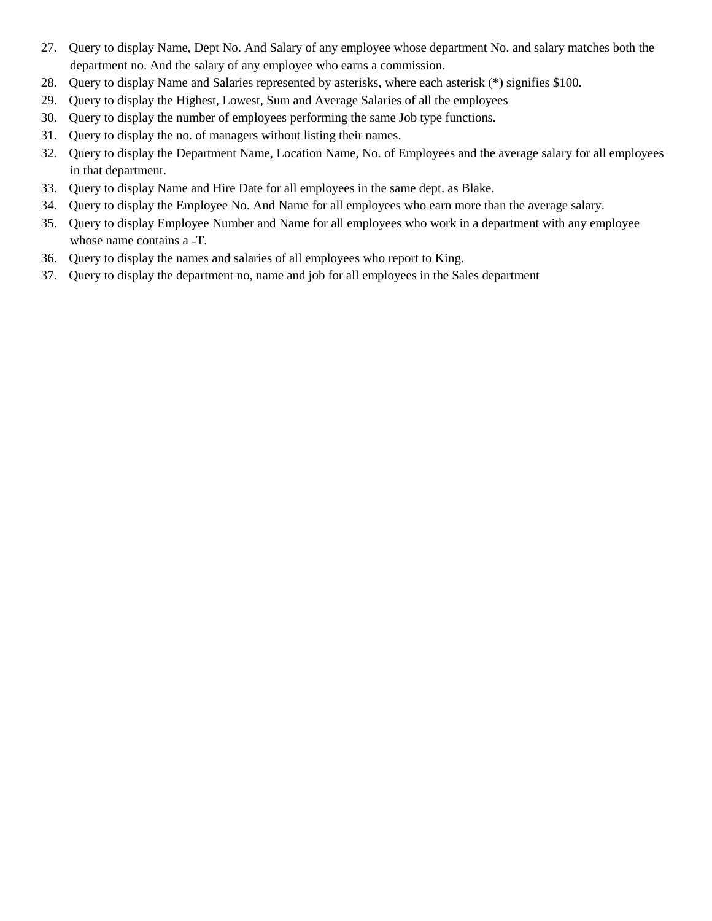27. Query to display Name, Dept No. And Salary of any employee whose department No. and salary matches both the department no. And the salary of any employee who earns a commission.
28. Query to display Name and Salaries represented by asterisks, where each asterisk (*) signifies $100.
29. Query to display the Highest, Lowest, Sum and Average Salaries of all the employees
30. Query to display the number of employees performing the same Job type functions.
31. Query to display the no. of managers without listing their names.
32. Query to display the Department Name, Location Name, No. of Employees and the average salary for all employees in that department.
33. Query to display Name and Hire Date for all employees in the same dept. as Blake.
34. Query to display the Employee No. And Name for all employees who earn more than the average salary.
35. Query to display Employee Number and Name for all employees who work in a department with any employee whose name contains a =T.
36. Query to display the names and salaries of all employees who report to King.
37. Query to display the department no, name and job for all employees in the Sales department